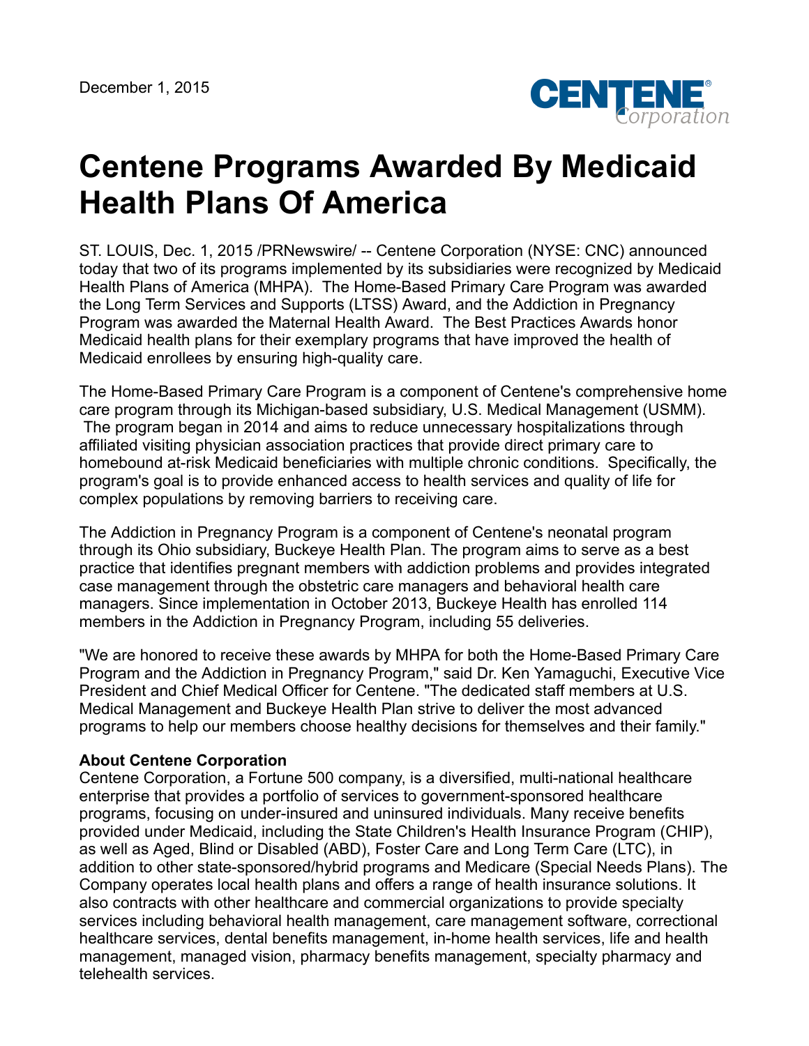December 1, 2015

# Centene Programs Awarded By Medicaid Health Plans Of America

ST. LOUIS, Dec. 1, 2015 /PRNewswire/ -- Centene Corporation (NYSE: CNC) announced today that two of its programs implemented by its subsidiaries were recognized by Medicaid Health Plans of America (MHPA). The Home-Based Primary Care Program was awarded the Long Term Services and Supports (LTSS) Award, and the Addiction in Pregnancy Program was awarded the Maternal Health Award. The Best Practices Awards honor Medicaid health plans for their exemplary programs that have improved the health of Medicaid enrollees by ensuring high-quality care.

The Home-Based Primary Care Program is a component of Centene's comprehensive home care program through its Michigan-based subsidiary, U.S. Medical Management (USMM). The program began in 2014 and aims to reduce unnecessary hospitalizations through affiliated visiting physician association practices that provide direct primary care to homebound at-risk Medicaid beneficiaries with multiple chronic conditions. Specifically, the program's goal is to provide enhanced access to health services and quality of life for complex populations by removing barriers to receiving care.

The Addiction in Pregnancy Program is a component of Centene's neonatal program through its Ohio subsidiary, Buckeye Health Plan. The program aims to serve as a best practice that identifies pregnant members with addiction problems and provides integrated case management through the obstetric care managers and behavioral health care managers. Since implementation in October 2013, Buckeye Health has enrolled 114 members in the Addiction in Pregnancy Program, including 55 deliveries.

"We are honored to receive these awards by MHPA for both the Home-Based Primary Care Program and the Addiction in Pregnancy Program," said Dr. Ken Yamaguchi, Executive Vice President and Chief Medical Officer for Centene. "The dedicated staff members at U.S. Medical Management and Buckeye Health Plan strive to deliver the most advanced programs to help our members choose healthy decisions for themselves and their family."

**About Centene Corporation**

Centene Corporation, a Fortune 500 company, is a diversified, multi-national healthcare enterprise that provides a portfolio of services to government-sponsored healthcare programs, focusing on under-insured and uninsured individuals. Many receive benefits provided under Medicaid, including the State Children's Health Insurance Program (CHIP), as well as Aged, Blind or Disabled (ABD), Foster Care and Long Term Care (LTC), in addition to other state-sponsored/hybrid programs and Medicare (Special Needs Plans). The Company operates local health plans and offers a range of health insurance solutions. It also contracts with other healthcare and commercial organizations to provide specialty services including behavioral health management, care management software, correctional healthcare services, dental benefits management, in-home health services, life and health management, managed vision, pharmacy benefits management, specialty pharmacy and telehealth services.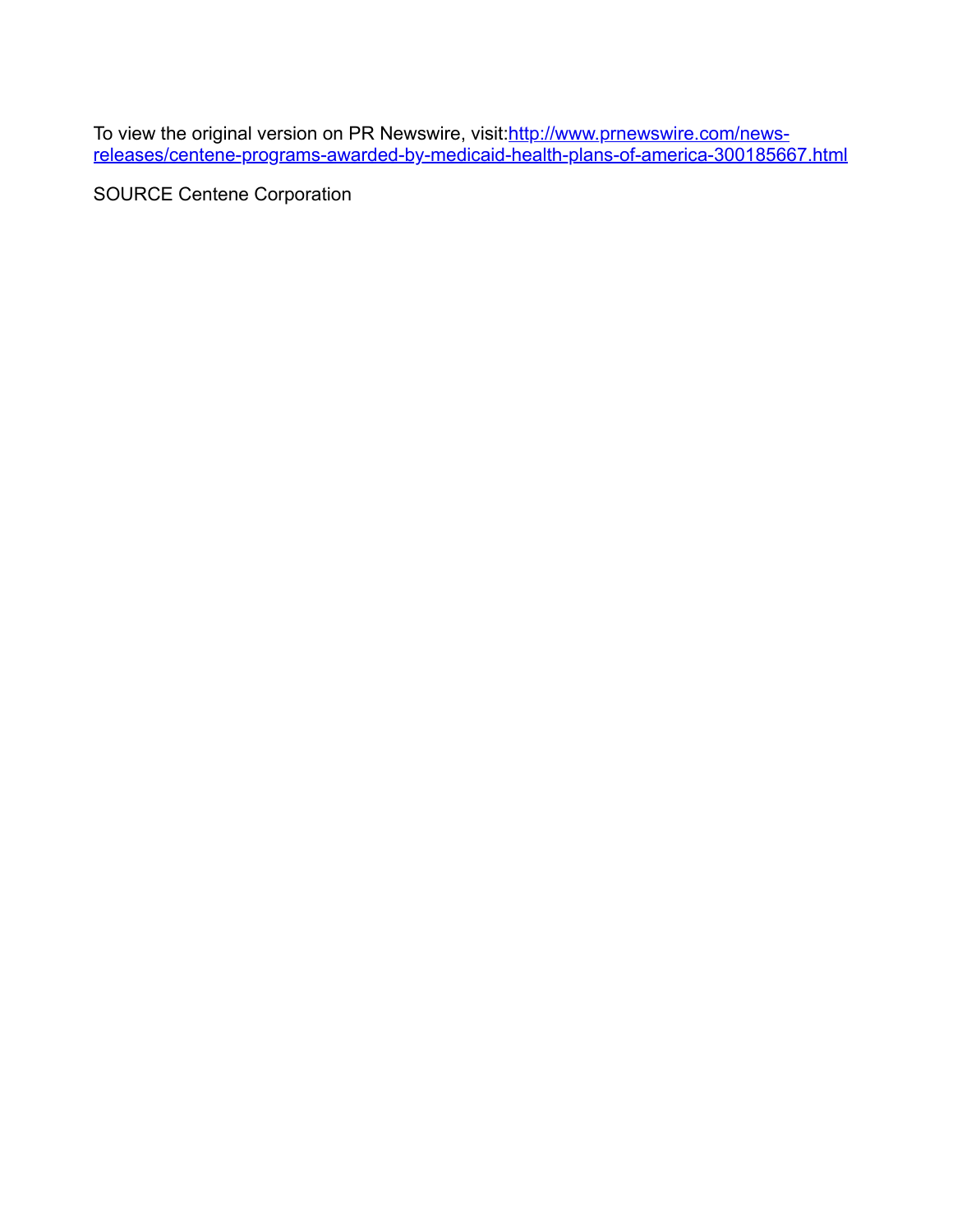To view the original version on PR Newswire, visit:[http://www.prnewswire.com/news-releases/centene-programs-awarded-by-medicaid-health-plans-of-america-300185667.html](http://www.prnewswire.com/news-releases/centene-programs-awarded-by-medicaid-health-plans-of-america-300185667.html)

SOURCE Centene Corporation